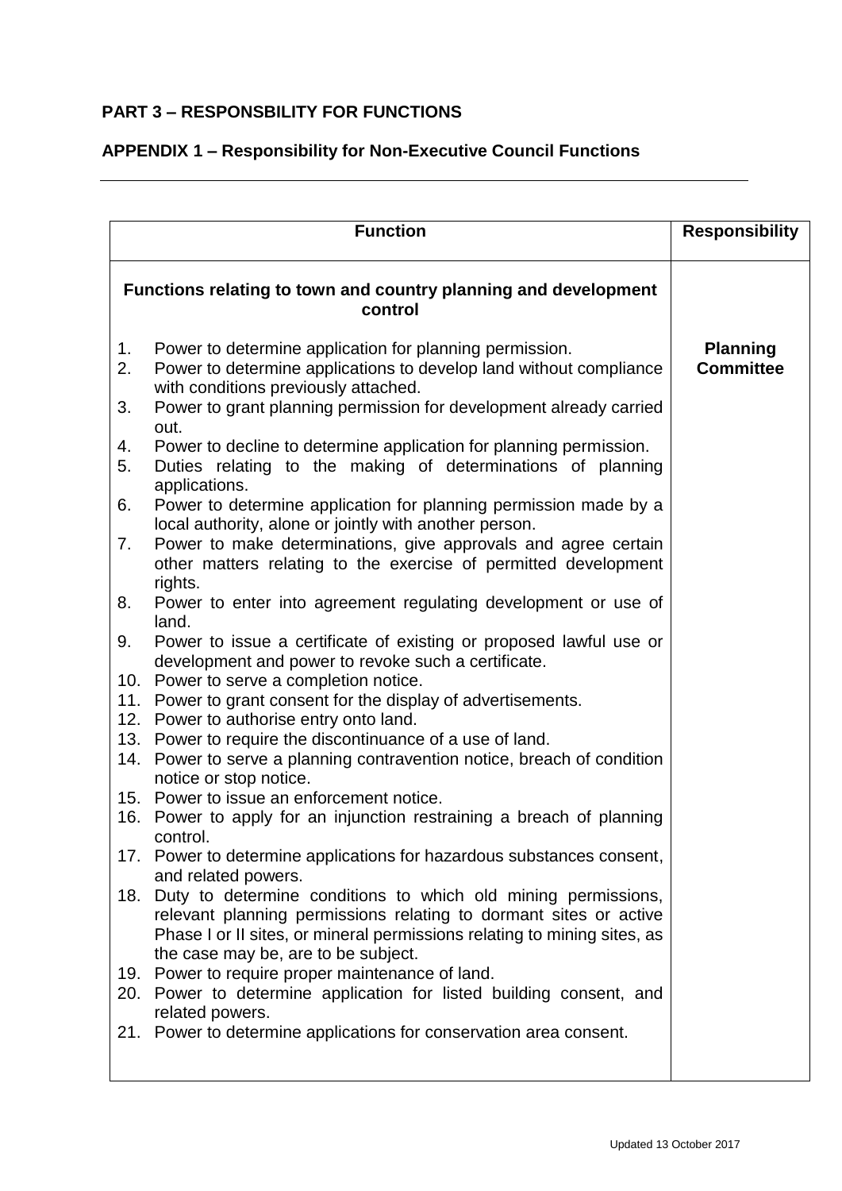**PART 3 – RESPONSBILITY FOR FUNCTIONS**

**APPENDIX 1 – Responsibility for Non-Executive Council Functions**

---

| Function | Responsibility |
|---|---|
| **Functions relating to town and country planning and development control**<br><br>1. Power to determine application for planning permission.<br>2. Power to determine applications to develop land without compliance with conditions previously attached.<br>3. Power to grant planning permission for development already carried out.<br>4. Power to decline to determine application for planning permission.<br>5. Duties relating to the making of determinations of planning applications.<br>6. Power to determine application for planning permission made by a local authority, alone or jointly with another person.<br>7. Power to make determinations, give approvals and agree certain other matters relating to the exercise of permitted development rights.<br>8. Power to enter into agreement regulating development or use of land.<br>9. Power to issue a certificate of existing or proposed lawful use or development and power to revoke such a certificate.<br>10. Power to serve a completion notice.<br>11. Power to grant consent for the display of advertisements.<br>12. Power to authorise entry onto land.<br>13. Power to require the discontinuance of a use of land.<br>14. Power to serve a planning contravention notice, breach of condition notice or stop notice.<br>15. Power to issue an enforcement notice.<br>16. Power to apply for an injunction restraining a breach of planning control.<br>17. Power to determine applications for hazardous substances consent, and related powers.<br>18. Duty to determine conditions to which old mining permissions, relevant planning permissions relating to dormant sites or active Phase I or II sites, or mineral permissions relating to mining sites, as the case may be, are to be subject.<br>19. Power to require proper maintenance of land.<br>20. Power to determine application for listed building consent, and related powers.<br>21. Power to determine applications for conservation area consent. | **Planning Committee** |

Updated 13 October 2017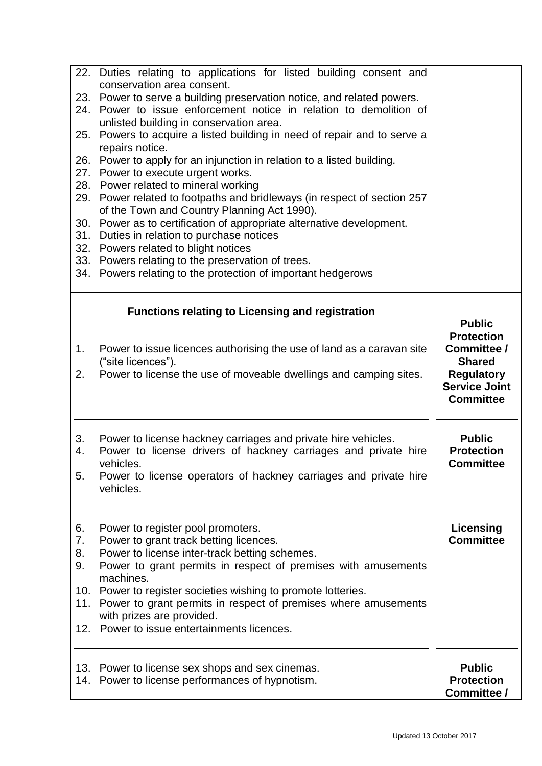| Function | Committee |
|---|---|
| 22. Duties relating to applications for listed building consent and conservation area consent.<br>23. Power to serve a building preservation notice, and related powers.<br>24. Power to issue enforcement notice in relation to demolition of unlisted building in conservation area.<br>25. Powers to acquire a listed building in need of repair and to serve a repairs notice.<br>26. Power to apply for an injunction in relation to a listed building.<br>27. Power to execute urgent works.<br>28. Power related to mineral working<br>29. Power related to footpaths and bridleways (in respect of section 257 of the Town and Country Planning Act 1990).<br>30. Power as to certification of appropriate alternative development.<br>31. Duties in relation to purchase notices<br>32. Powers related to blight notices<br>33. Powers relating to the preservation of trees.<br>34. Powers relating to the protection of important hedgerows | |
| **Functions relating to Licensing and registration**<br><br>1. Power to issue licences authorising the use of land as a caravan site ("site licences").<br>2. Power to license the use of moveable dwellings and camping sites. | **Public Protection Committee / Shared Regulatory Service Joint Committee** |
| 3. Power to license hackney carriages and private hire vehicles.<br>4. Power to license drivers of hackney carriages and private hire vehicles.<br>5. Power to license operators of hackney carriages and private hire vehicles. | **Public Protection Committee** |
| 6. Power to register pool promoters.<br>7. Power to grant track betting licences.<br>8. Power to license inter-track betting schemes.<br>9. Power to grant permits in respect of premises with amusements machines.<br>10. Power to register societies wishing to promote lotteries.<br>11. Power to grant permits in respect of premises where amusements with prizes are provided.<br>12. Power to issue entertainments licences. | **Licensing Committee** |
| 13. Power to license sex shops and sex cinemas.<br>14. Power to license performances of hypnotism. | **Public Protection Committee /** |

Updated 13 October 2017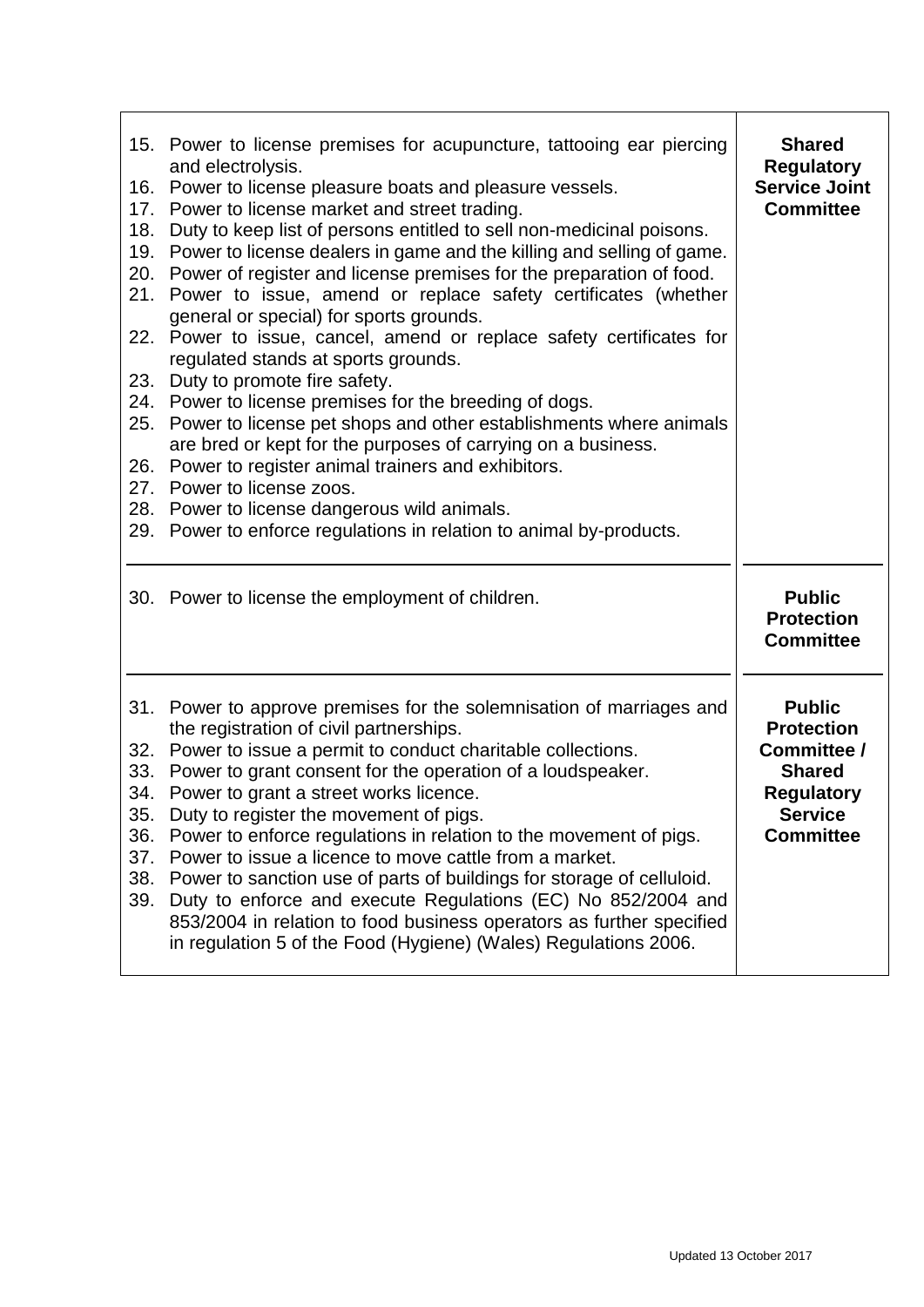| | |
|---|---|
| 15. Power to license premises for acupuncture, tattooing ear piercing and electrolysis.<br>16. Power to license pleasure boats and pleasure vessels.<br>17. Power to license market and street trading.<br>18. Duty to keep list of persons entitled to sell non-medicinal poisons.<br>19. Power to license dealers in game and the killing and selling of game.<br>20. Power of register and license premises for the preparation of food.<br>21. Power to issue, amend or replace safety certificates (whether general or special) for sports grounds.<br>22. Power to issue, cancel, amend or replace safety certificates for regulated stands at sports grounds.<br>23. Duty to promote fire safety.<br>24. Power to license premises for the breeding of dogs.<br>25. Power to license pet shops and other establishments where animals are bred or kept for the purposes of carrying on a business.<br>26. Power to register animal trainers and exhibitors.<br>27. Power to license zoos.<br>28. Power to license dangerous wild animals.<br>29. Power to enforce regulations in relation to animal by-products. | **Shared Regulatory Service Joint Committee** |
| 30. Power to license the employment of children. | **Public Protection Committee** |
| 31. Power to approve premises for the solemnisation of marriages and the registration of civil partnerships.<br>32. Power to issue a permit to conduct charitable collections.<br>33. Power to grant consent for the operation of a loudspeaker.<br>34. Power to grant a street works licence.<br>35. Duty to register the movement of pigs.<br>36. Power to enforce regulations in relation to the movement of pigs.<br>37. Power to issue a licence to move cattle from a market.<br>38. Power to sanction use of parts of buildings for storage of celluloid.<br>39. Duty to enforce and execute Regulations (EC) No 852/2004 and 853/2004 in relation to food business operators as further specified in regulation 5 of the Food (Hygiene) (Wales) Regulations 2006. | **Public Protection Committee / Shared Regulatory Service Committee** |

Updated 13 October 2017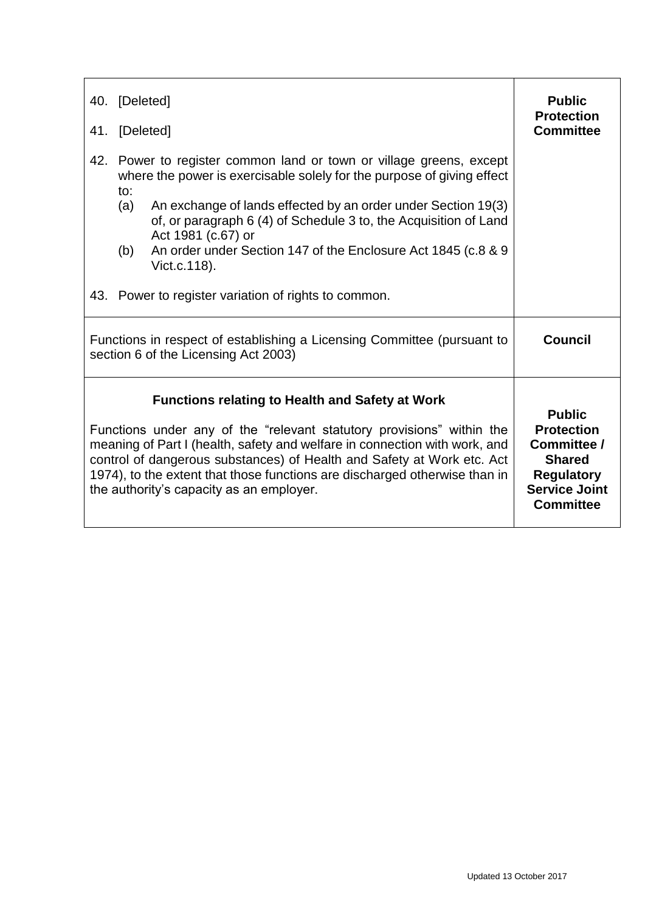| | |
|---|---|
| 40. [Deleted]<br><br>41. [Deleted]<br><br>42. Power to register common land or town or village greens, except where the power is exercisable solely for the purpose of giving effect to:<br>(a) An exchange of lands effected by an order under Section 19(3) of, or paragraph 6 (4) of Schedule 3 to, the Acquisition of Land Act 1981 (c.67) or<br>(b) An order under Section 147 of the Enclosure Act 1845 (c.8 & 9 Vict.c.118).<br><br>43. Power to register variation of rights to common. | **Public Protection Committee** |
| Functions in respect of establishing a Licensing Committee (pursuant to section 6 of the Licensing Act 2003) | **Council** |
| **Functions relating to Health and Safety at Work**<br><br>Functions under any of the "relevant statutory provisions" within the meaning of Part I (health, safety and welfare in connection with work, and control of dangerous substances) of Health and Safety at Work etc. Act 1974), to the extent that those functions are discharged otherwise than in the authority's capacity as an employer. | **Public Protection Committee / Shared Regulatory Service Joint Committee** |

Updated 13 October 2017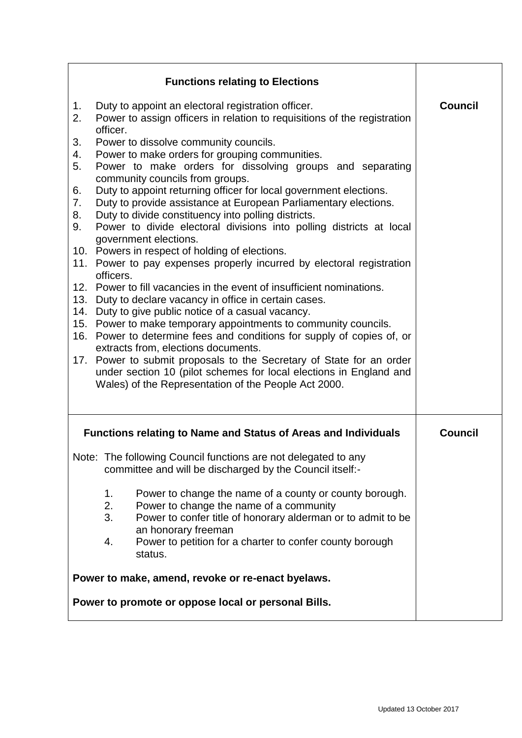| Functions relating to Elections | |
|---|---|
| 1. Duty to appoint an electoral registration officer.<br>2. Power to assign officers in relation to requisitions of the registration officer.<br>3. Power to dissolve community councils.<br>4. Power to make orders for grouping communities.<br>5. Power to make orders for dissolving groups and separating community councils from groups.<br>6. Duty to appoint returning officer for local government elections.<br>7. Duty to provide assistance at European Parliamentary elections.<br>8. Duty to divide constituency into polling districts.<br>9. Power to divide electoral divisions into polling districts at local government elections.<br>10. Powers in respect of holding of elections.<br>11. Power to pay expenses properly incurred by electoral registration officers.<br>12. Power to fill vacancies in the event of insufficient nominations.<br>13. Duty to declare vacancy in office in certain cases.<br>14. Duty to give public notice of a casual vacancy.<br>15. Power to make temporary appointments to community councils.<br>16. Power to determine fees and conditions for supply of copies of, or extracts from, elections documents.<br>17. Power to submit proposals to the Secretary of State for an order under section 10 (pilot schemes for local elections in England and Wales) of the Representation of the People Act 2000. | **Council** |
| **Functions relating to Name and Status of Areas and Individuals**<br><br>Note: The following Council functions are not delegated to any committee and will be discharged by the Council itself:-<br><br>1. Power to change the name of a county or county borough.<br>2. Power to change the name of a community<br>3. Power to confer title of honorary alderman or to admit to be an honorary freeman<br>4. Power to petition for a charter to confer county borough status.<br><br>**Power to make, amend, revoke or re-enact byelaws.**<br><br>**Power to promote or oppose local or personal Bills.** | **Council** |

Updated 13 October 2017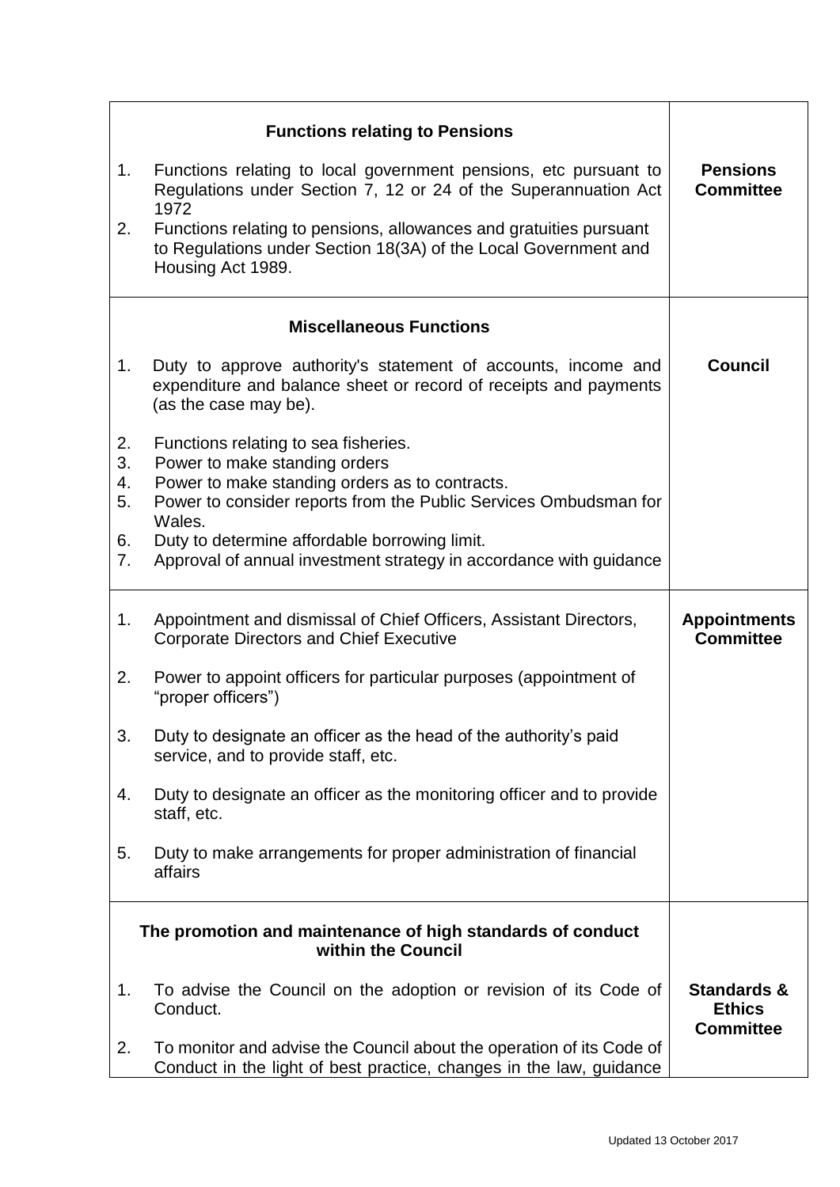| | |
|---|---|
| **Functions relating to Pensions**<br><br>1. Functions relating to local government pensions, etc pursuant to Regulations under Section 7, 12 or 24 of the Superannuation Act 1972<br>2. Functions relating to pensions, allowances and gratuities pursuant to Regulations under Section 18(3A) of the Local Government and Housing Act 1989. | **Pensions Committee** |
| **Miscellaneous Functions**<br><br>1. Duty to approve authority's statement of accounts, income and expenditure and balance sheet or record of receipts and payments (as the case may be).<br><br>2. Functions relating to sea fisheries.<br>3. Power to make standing orders<br>4. Power to make standing orders as to contracts.<br>5. Power to consider reports from the Public Services Ombudsman for Wales.<br>6. Duty to determine affordable borrowing limit.<br>7. Approval of annual investment strategy in accordance with guidance | **Council** |
| 1. Appointment and dismissal of Chief Officers, Assistant Directors, Corporate Directors and Chief Executive<br><br>2. Power to appoint officers for particular purposes (appointment of "proper officers")<br><br>3. Duty to designate an officer as the head of the authority's paid service, and to provide staff, etc.<br><br>4. Duty to designate an officer as the monitoring officer and to provide staff, etc.<br><br>5. Duty to make arrangements for proper administration of financial affairs | **Appointments Committee** |
| **The promotion and maintenance of high standards of conduct within the Council**<br><br>1. To advise the Council on the adoption or revision of its Code of Conduct.<br><br>2. To monitor and advise the Council about the operation of its Code of Conduct in the light of best practice, changes in the law, guidance | **Standards & Ethics Committee** |

Updated 13 October 2017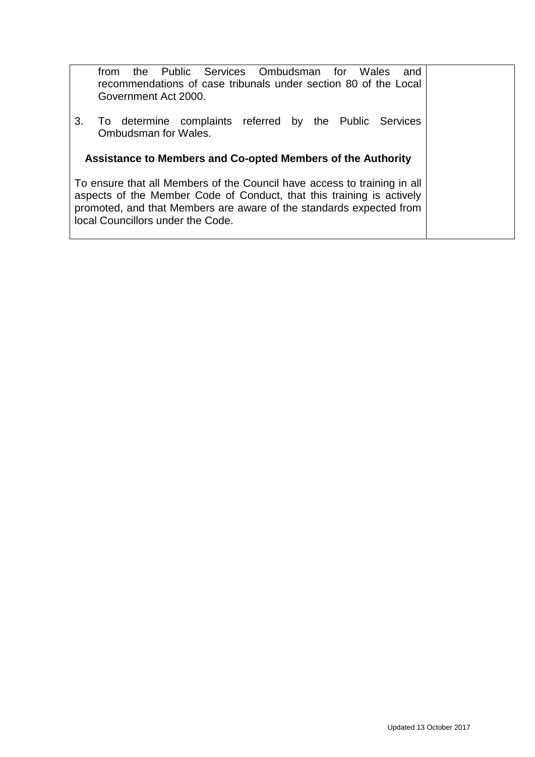| | |
|---|---|
| from the Public Services Ombudsman for Wales and recommendations of case tribunals under section 80 of the Local Government Act 2000.<br><br>3. To determine complaints referred by the Public Services Ombudsman for Wales.<br><br>**Assistance to Members and Co-opted Members of the Authority**<br><br>To ensure that all Members of the Council have access to training in all aspects of the Member Code of Conduct, that this training is actively promoted, and that Members are aware of the standards expected from local Councillors under the Code. | |

Updated 13 October 2017